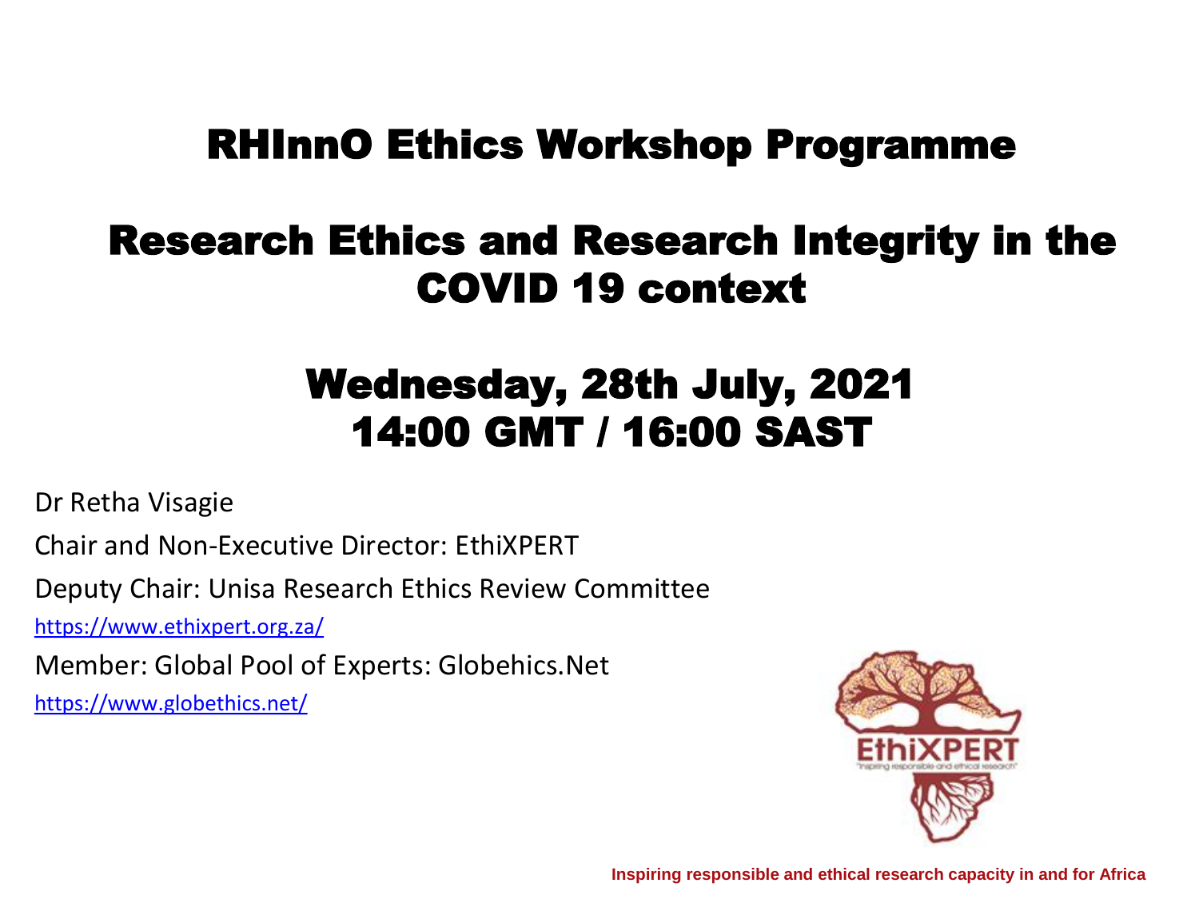# RHInnO Ethics Workshop Programme

## Research Ethics and Research Integrity in the COVID 19 context

## Wednesday, 28th July, 2021
## 14:00 GMT / 16:00 SAST

Dr Retha Visagie

Chair and Non-Executive Director: EthiXPERT

Deputy Chair: Unisa Research Ethics Review Committee

https://www.ethixpert.org.za/

Member: Global Pool of Experts: Globehics.Net

https://www.globethics.net/

EthiXPERT

"Inspiring responsible and ethical research"

**Inspiring responsible and ethical research capacity in and for Africa**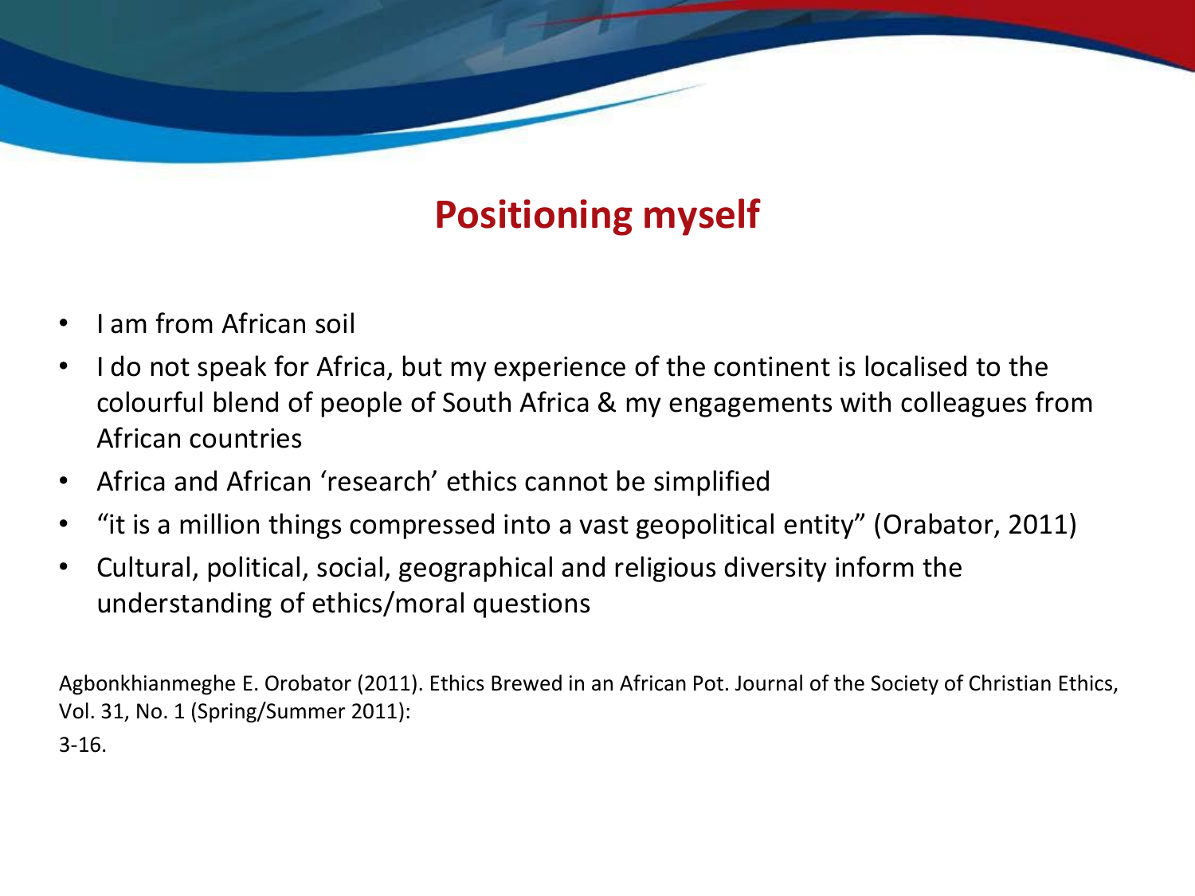# Positioning myself

- I am from African soil
- I do not speak for Africa, but my experience of the continent is localised to the colourful blend of people of South Africa & my engagements with colleagues from African countries
- Africa and African 'research' ethics cannot be simplified
- "it is a million things compressed into a vast geopolitical entity" (Orabator, 2011)
- Cultural, political, social, geographical and religious diversity inform the understanding of ethics/moral questions

Agbonkhianmeghe E. Orobator (2011). Ethics Brewed in an African Pot. Journal of the Society of Christian Ethics, Vol. 31, No. 1 (Spring/Summer 2011):
3-16.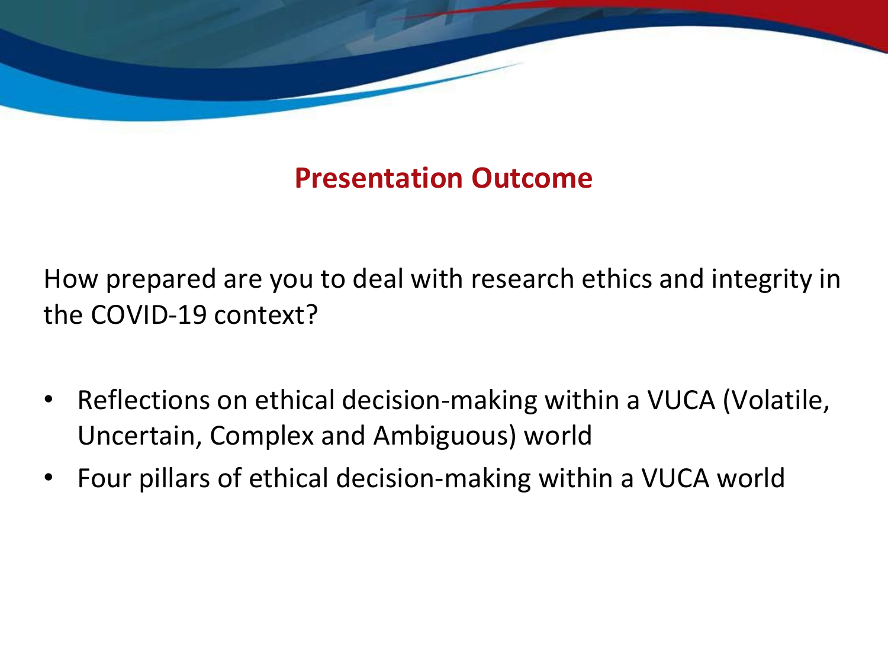## Presentation Outcome

How prepared are you to deal with research ethics and integrity in the COVID-19 context?

- Reflections on ethical decision-making within a VUCA (Volatile, Uncertain, Complex and Ambiguous) world
- Four pillars of ethical decision-making within a VUCA world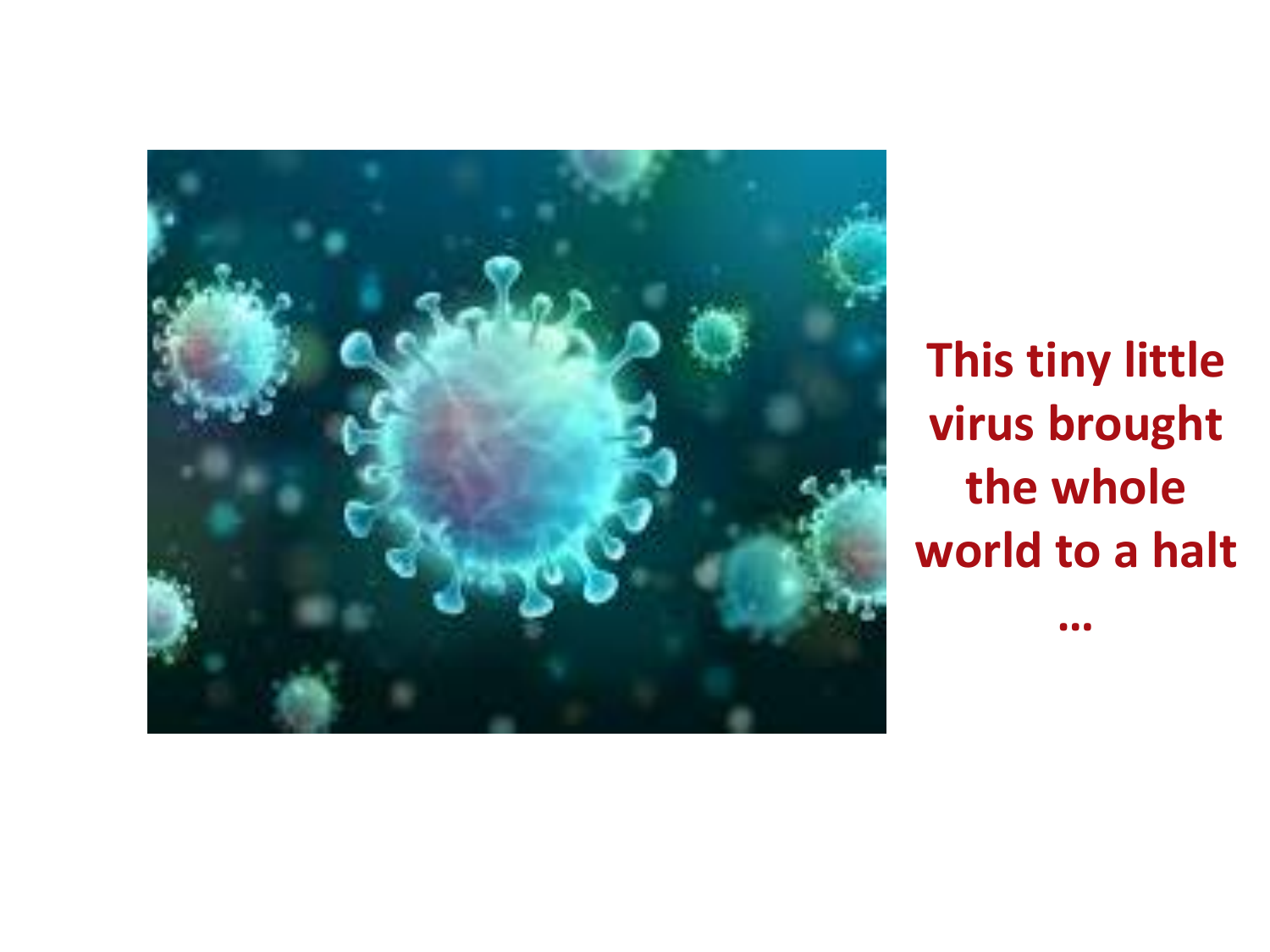**This tiny little virus brought the whole world to a halt**

**…**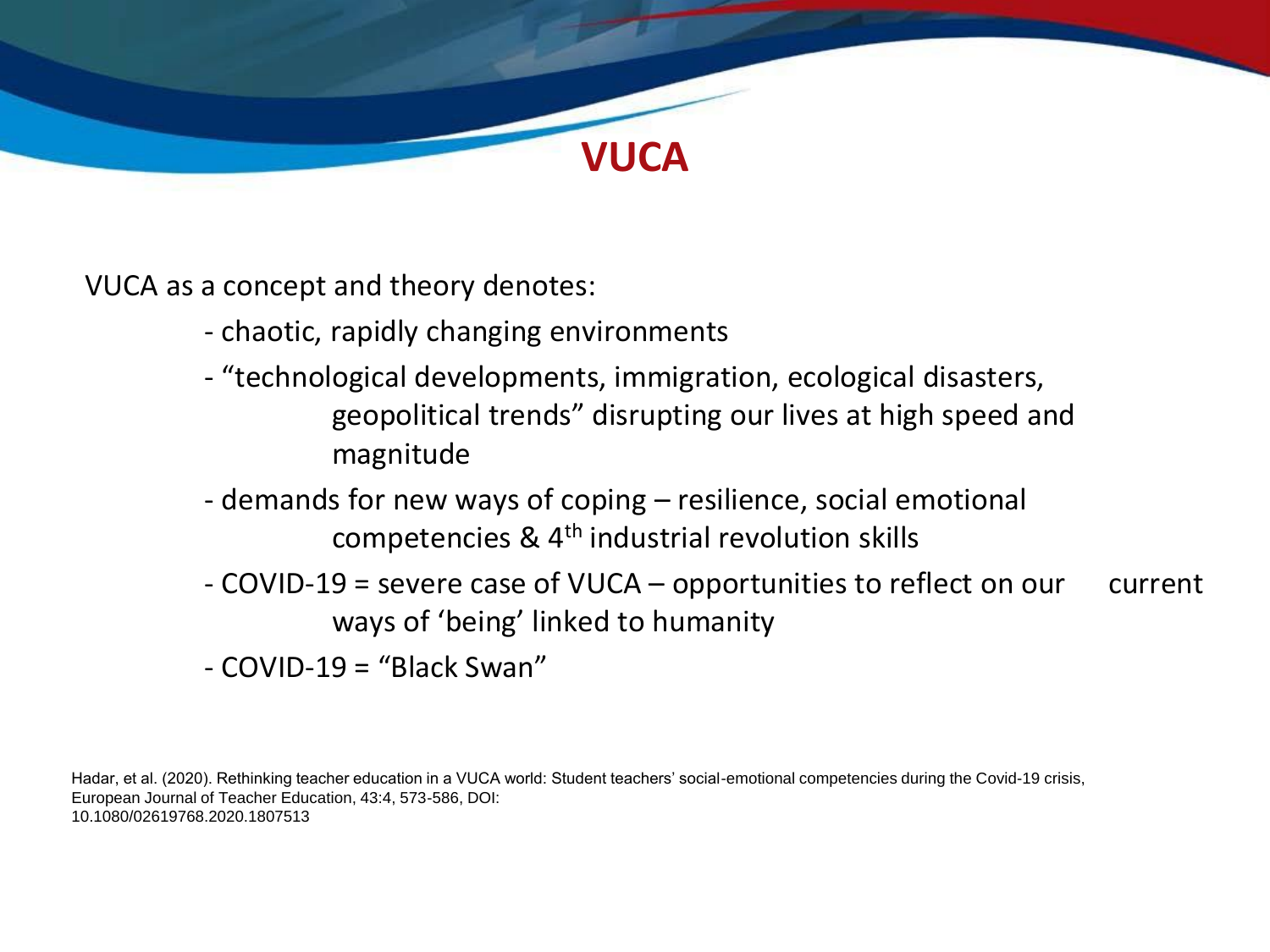# VUCA

VUCA as a concept and theory denotes:

- chaotic, rapidly changing environments
- "technological developments, immigration, ecological disasters, geopolitical trends" disrupting our lives at high speed and magnitude
- demands for new ways of coping – resilience, social emotional competencies & 4th industrial revolution skills
- COVID-19 = severe case of VUCA – opportunities to reflect on our current ways of 'being' linked to humanity
- COVID-19 = "Black Swan"

Hadar, et al. (2020). Rethinking teacher education in a VUCA world: Student teachers' social-emotional competencies during the Covid-19 crisis, European Journal of Teacher Education, 43:4, 573-586, DOI: 10.1080/02619768.2020.1807513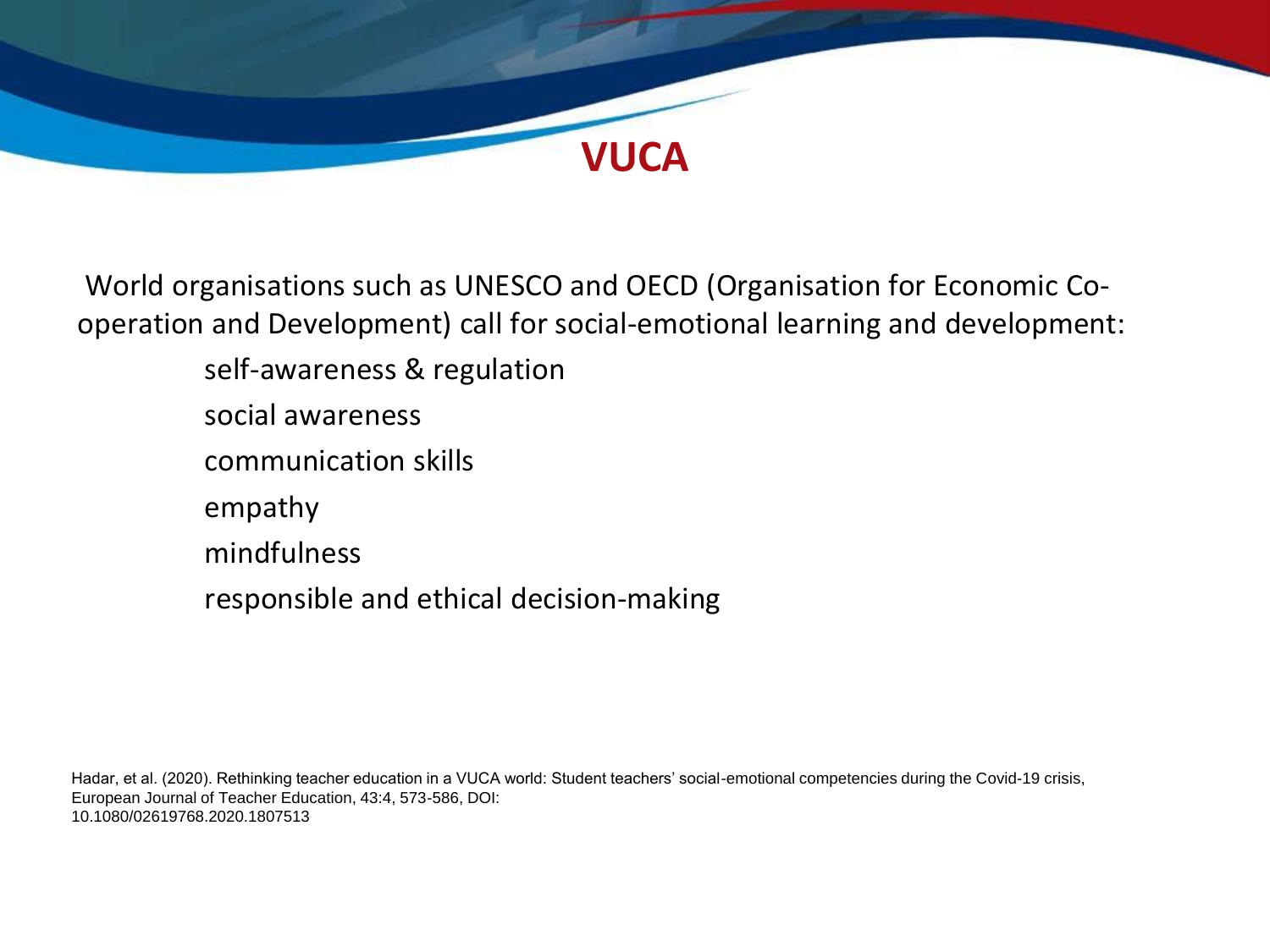# VUCA

World organisations such as UNESCO and OECD (Organisation for Economic Co-operation and Development) call for social-emotional learning and development:

- self-awareness & regulation
- social awareness
- communication skills
- empathy
- mindfulness
- responsible and ethical decision-making

Hadar, et al. (2020). Rethinking teacher education in a VUCA world: Student teachers' social-emotional competencies during the Covid-19 crisis, European Journal of Teacher Education, 43:4, 573-586, DOI: 10.1080/02619768.2020.1807513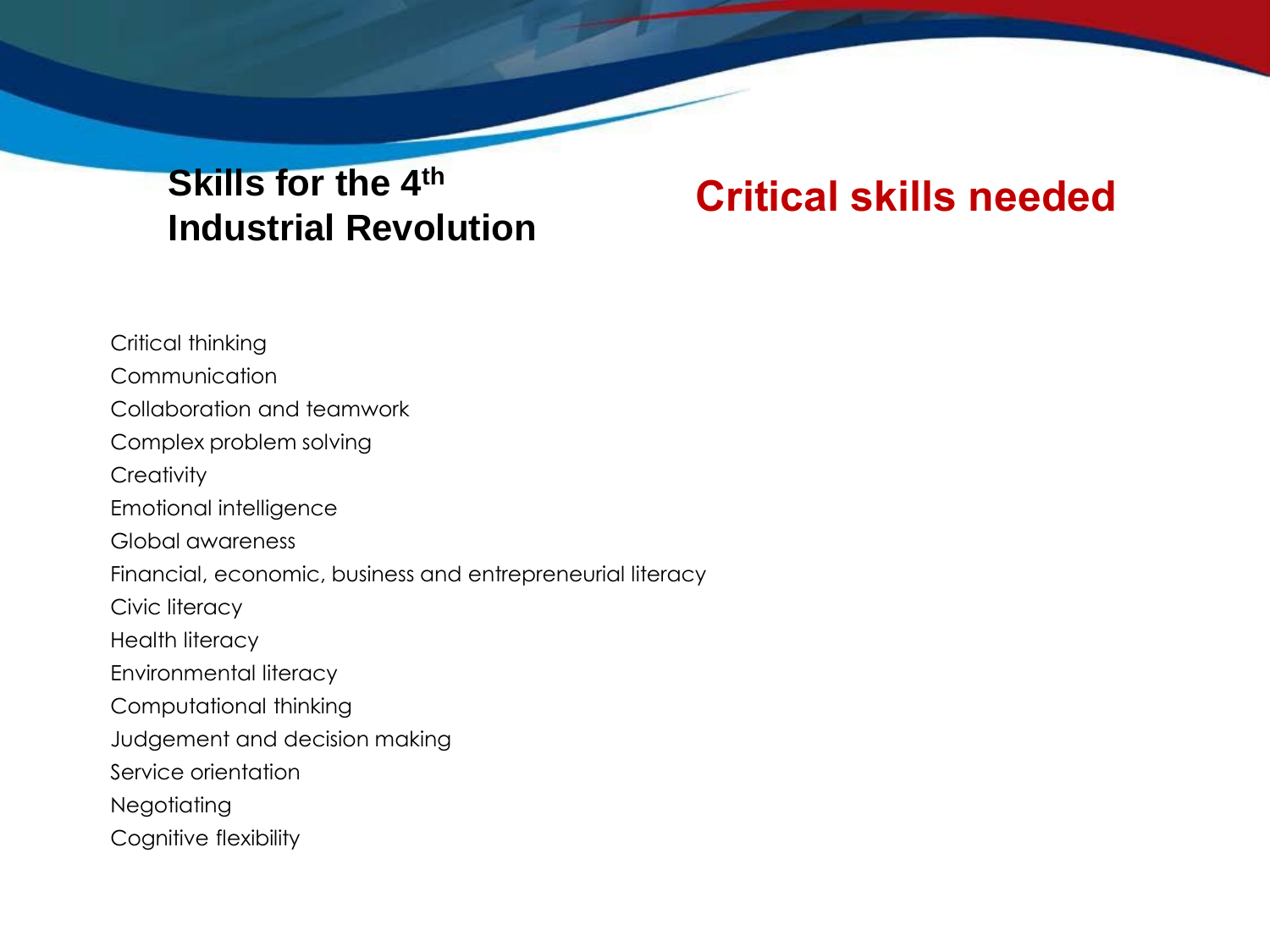## Skills for the 4th Industrial Revolution

## Critical skills needed

Critical thinking
Communication
Collaboration and teamwork
Complex problem solving
Creativity
Emotional intelligence
Global awareness
Financial, economic, business and entrepreneurial literacy
Civic literacy
Health literacy
Environmental literacy
Computational thinking
Judgement and decision making
Service orientation
Negotiating
Cognitive flexibility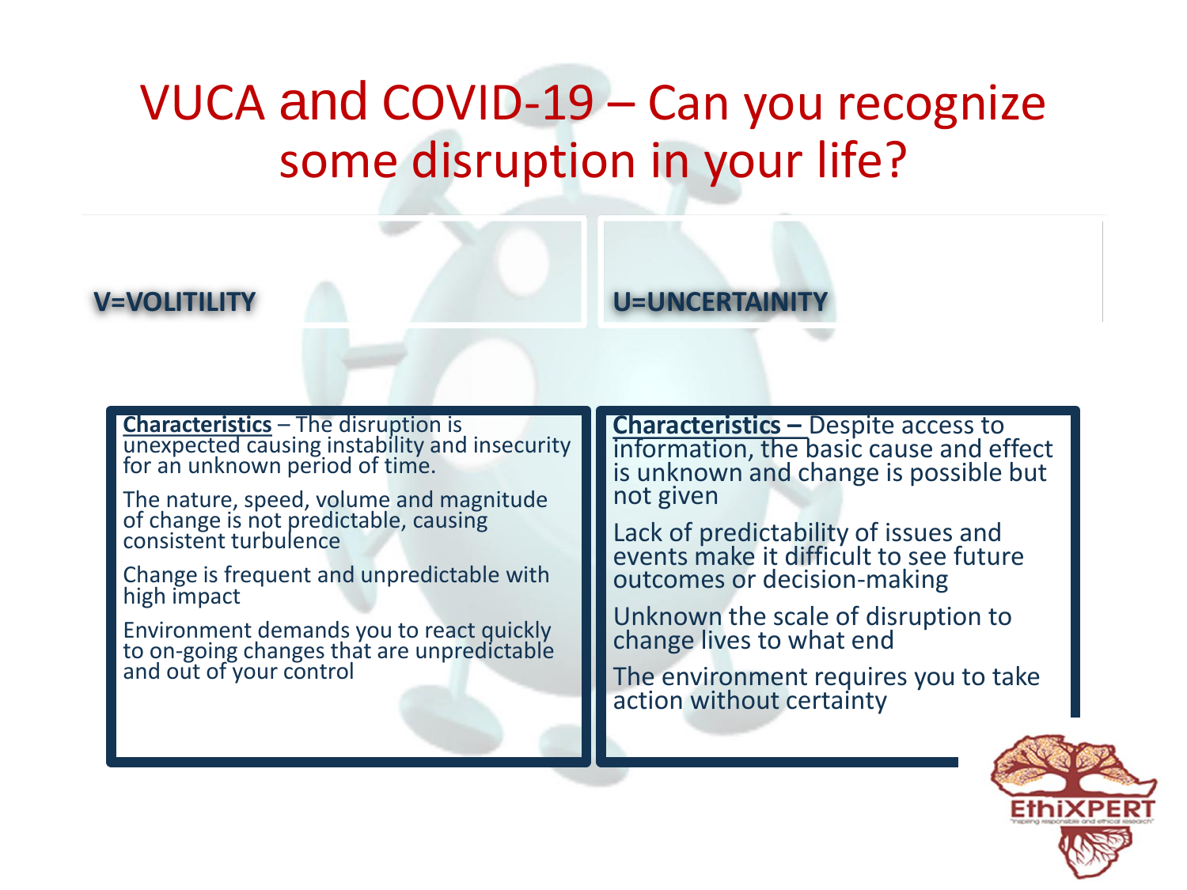# VUCA and COVID-19 – Can you recognize some disruption in your life?

**V=VOLITILITY**

**Characteristics** – The disruption is unexpected causing instability and insecurity for an unknown period of time.

The nature, speed, volume and magnitude of change is not predictable, causing consistent turbulence

Change is frequent and unpredictable with high impact

Environment demands you to react quickly to on-going changes that are unpredictable and out of your control

**U=UNCERTAINITY**

**Characteristics –** Despite access to information, the basic cause and effect is unknown and change is possible but not given

Lack of predictability of issues and events make it difficult to see future outcomes or decision-making

Unknown the scale of disruption to change lives to what end

The environment requires you to take action without certainty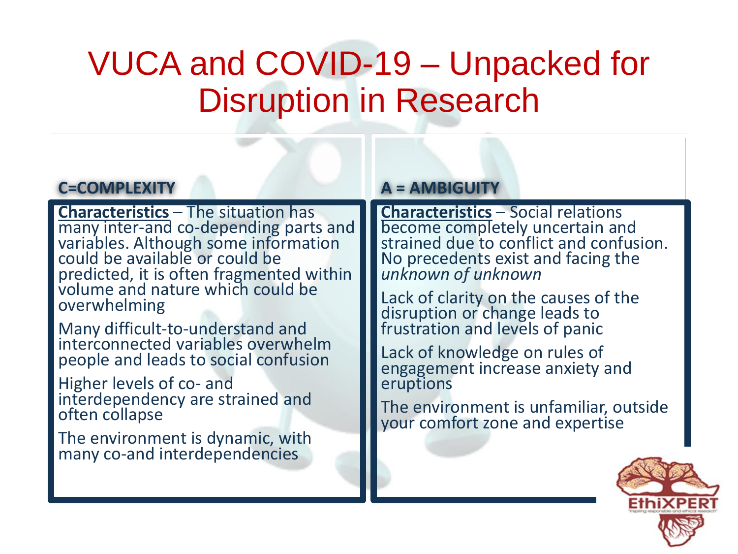# VUCA and COVID-19 – Unpacked for Disruption in Research

## C=COMPLEXITY

**Characteristics** – The situation has many inter-and co-depending parts and variables. Although some information could be available or could be predicted, it is often fragmented within volume and nature which could be overwhelming

Many difficult-to-understand and interconnected variables overwhelm people and leads to social confusion

Higher levels of co- and interdependency are strained and often collapse

The environment is dynamic, with many co-and interdependencies

## A = AMBIGUITY

**Characteristics** – Social relations become completely uncertain and strained due to conflict and confusion. No precedents exist and facing the *unknown of unknown*

Lack of clarity on the causes of the disruption or change leads to frustration and levels of panic

Lack of knowledge on rules of engagement increase anxiety and eruptions

The environment is unfamiliar, outside your comfort zone and expertise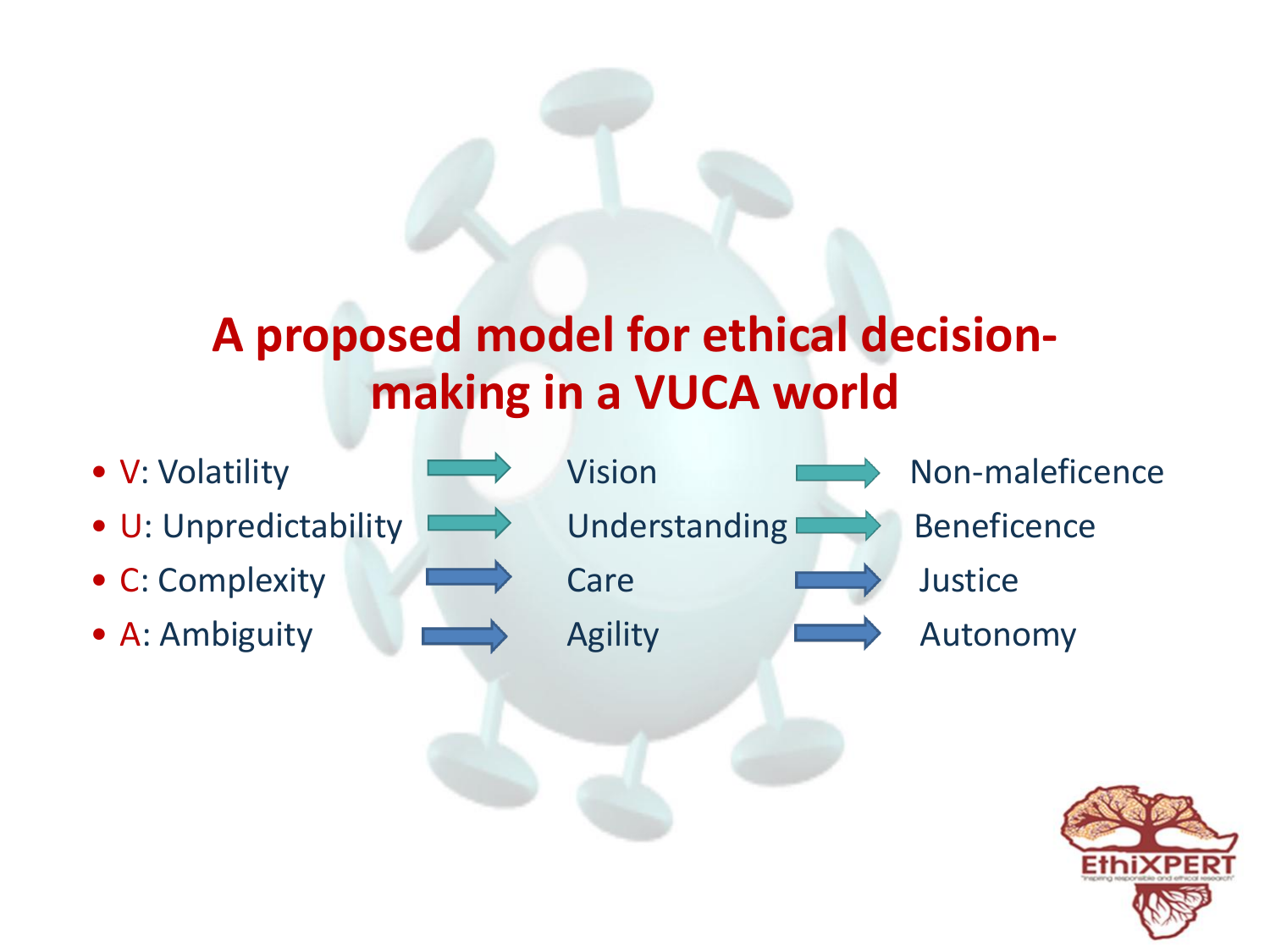# A proposed model for ethical decision-making in a VUCA world

| | | | | |
|---|---|---|---|---|
| • V: Volatility | → | Vision | → | Non-maleficence |
| • U: Unpredictability | → | Understanding | → | Beneficence |
| • C: Complexity | → | Care | → | Justice |
| • A: Ambiguity | → | Agility | → | Autonomy |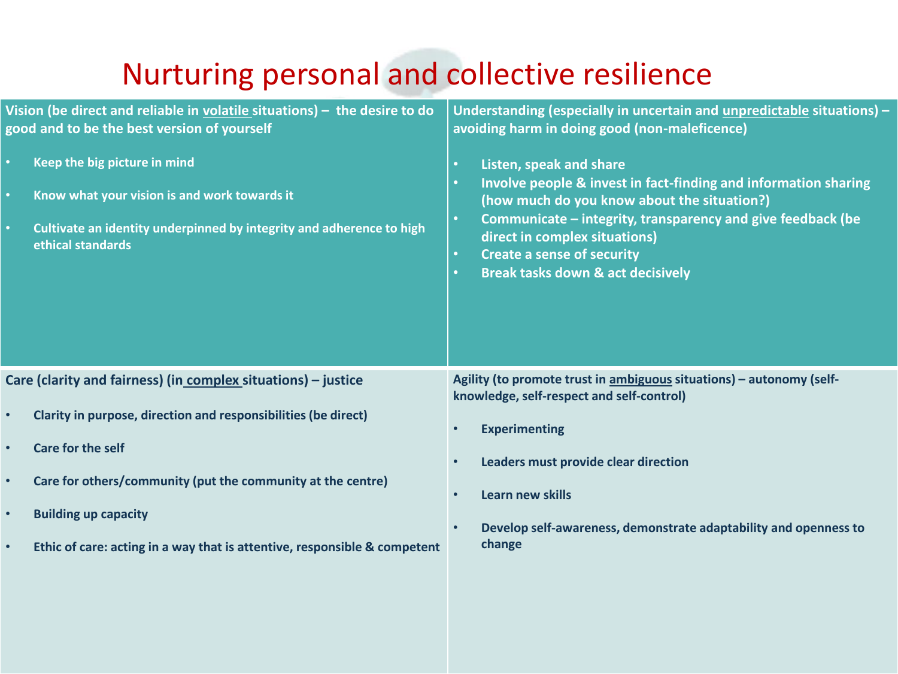# Nurturing personal and collective resilience

**Vision (be direct and reliable in volatile situations) – the desire to do good and to be the best version of yourself**

- **Keep the big picture in mind**
- **Know what your vision is and work towards it**
- **Cultivate an identity underpinned by integrity and adherence to high ethical standards**

**Understanding (especially in uncertain and unpredictable situations) – avoiding harm in doing good (non-maleficence)**

- **Listen, speak and share**
- **Involve people & invest in fact-finding and information sharing (how much do you know about the situation?)**
- **Communicate – integrity, transparency and give feedback (be direct in complex situations)**
- **Create a sense of security**
- **Break tasks down & act decisively**

**Care (clarity and fairness) (in complex situations) – justice**

- **Clarity in purpose, direction and responsibilities (be direct)**
- **Care for the self**
- **Care for others/community (put the community at the centre)**
- **Building up capacity**
- **Ethic of care: acting in a way that is attentive, responsible & competent**

**Agility (to promote trust in ambiguous situations) – autonomy (self-knowledge, self-respect and self-control)**

- **Experimenting**
- **Leaders must provide clear direction**
- **Learn new skills**
- **Develop self-awareness, demonstrate adaptability and openness to change**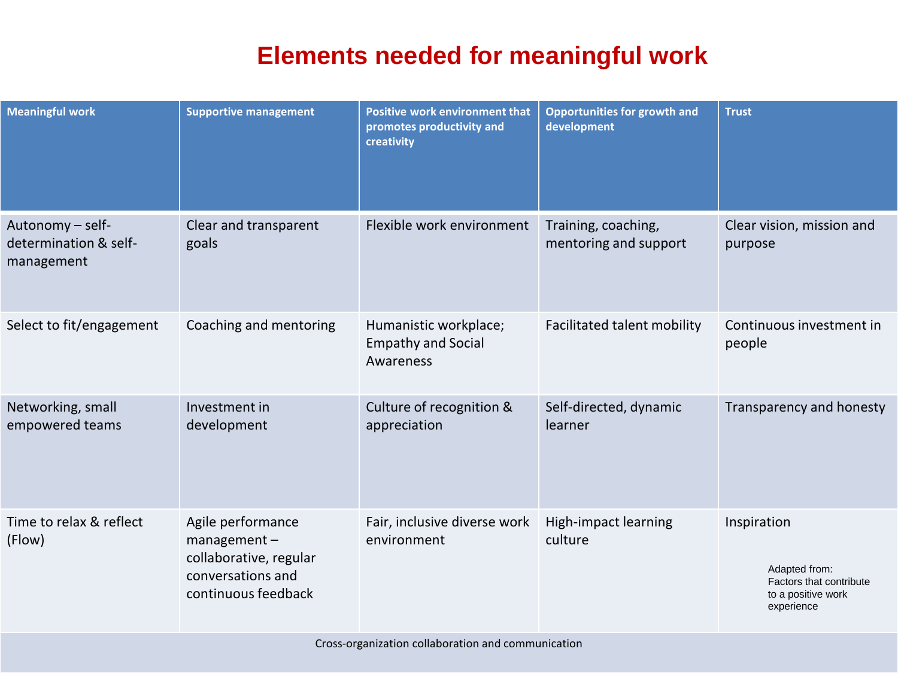# Elements needed for meaningful work

| Meaningful work | Supportive management | Positive work environment that promotes productivity and creativity | Opportunities for growth and development | Trust |
|---|---|---|---|---|
| Autonomy – self-determination & self-management | Clear and transparent goals | Flexible work environment | Training, coaching, mentoring and support | Clear vision, mission and purpose |
| Select to fit/engagement | Coaching and mentoring | Humanistic workplace; Empathy and Social Awareness | Facilitated talent mobility | Continuous investment in people |
| Networking, small empowered teams | Investment in development | Culture of recognition & appreciation | Self-directed, dynamic learner | Transparency and honesty |
| Time to relax & reflect (Flow) | Agile performance management – collaborative, regular conversations and continuous feedback | Fair, inclusive diverse work environment | High-impact learning culture | Inspiration |
| Cross-organization collaboration and communication | | | | |

Adapted from: Factors that contribute to a positive work experience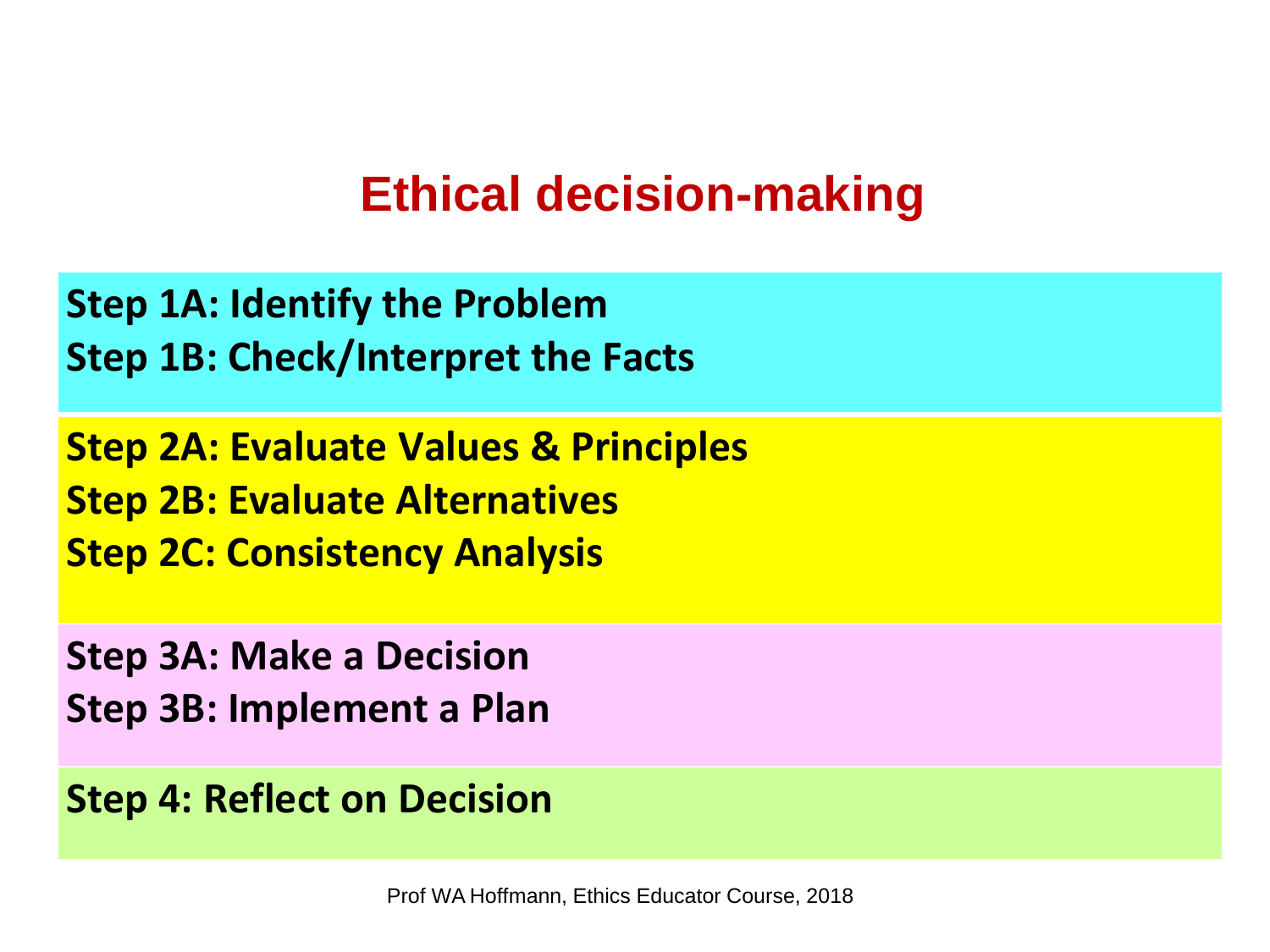# Ethical decision-making

**Step 1A: Identify the Problem**
**Step 1B: Check/Interpret the Facts**

**Step 2A: Evaluate Values & Principles**
**Step 2B: Evaluate Alternatives**
**Step 2C: Consistency Analysis**

**Step 3A: Make a Decision**
**Step 3B: Implement a Plan**

**Step 4: Reflect on Decision**

Prof WA Hoffmann, Ethics Educator Course, 2018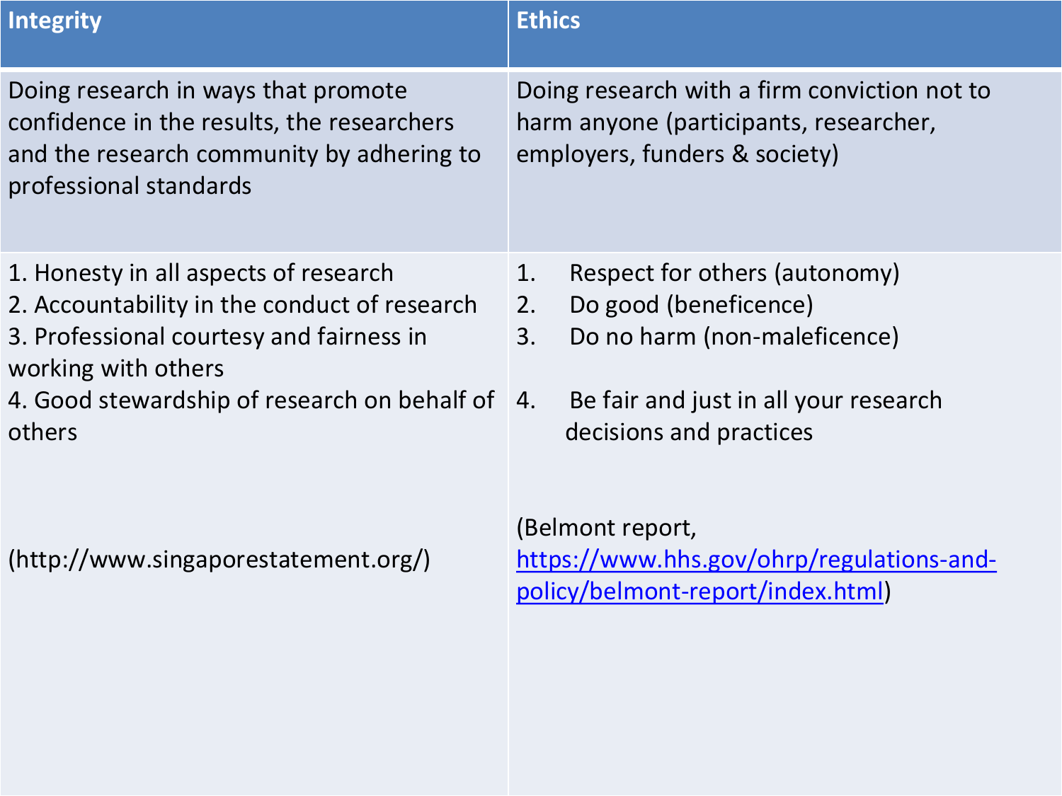| Integrity | Ethics |
| --- | --- |
| Doing research in ways that promote confidence in the results, the researchers and the research community by adhering to professional standards | Doing research with a firm conviction not to harm anyone (participants, researcher, employers, funders & society) |
| 1. Honesty in all aspects of research<br>2. Accountability in the conduct of research<br>3. Professional courtesy and fairness in working with others<br>4. Good stewardship of research on behalf of others<br><br>(http://www.singaporestatement.org/) | 1. Respect for others (autonomy)<br>2. Do good (beneficence)<br>3. Do no harm (non-maleficence)<br>4. Be fair and just in all your research decisions and practices<br><br>(Belmont report, https://www.hhs.gov/ohrp/regulations-and-policy/belmont-report/index.html) |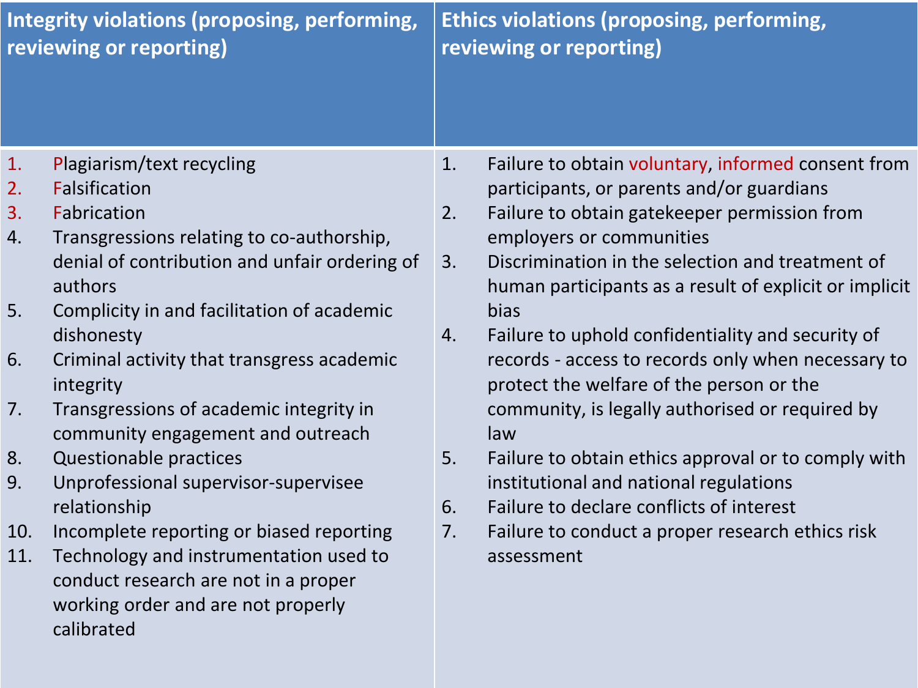| Integrity violations (proposing, performing, reviewing or reporting) | Ethics violations (proposing, performing, reviewing or reporting) |
|---|---|
| 1. Plagiarism/text recycling<br>2. Falsification<br>3. Fabrication<br>4. Transgressions relating to co-authorship, denial of contribution and unfair ordering of authors<br>5. Complicity in and facilitation of academic dishonesty<br>6. Criminal activity that transgress academic integrity<br>7. Transgressions of academic integrity in community engagement and outreach<br>8. Questionable practices<br>9. Unprofessional supervisor-supervisee relationship<br>10. Incomplete reporting or biased reporting<br>11. Technology and instrumentation used to conduct research are not in a proper working order and are not properly calibrated | 1. Failure to obtain voluntary, informed consent from participants, or parents and/or guardians<br>2. Failure to obtain gatekeeper permission from employers or communities<br>3. Discrimination in the selection and treatment of human participants as a result of explicit or implicit bias<br>4. Failure to uphold confidentiality and security of records - access to records only when necessary to protect the welfare of the person or the community, is legally authorised or required by law<br>5. Failure to obtain ethics approval or to comply with institutional and national regulations<br>6. Failure to declare conflicts of interest<br>7. Failure to conduct a proper research ethics risk assessment |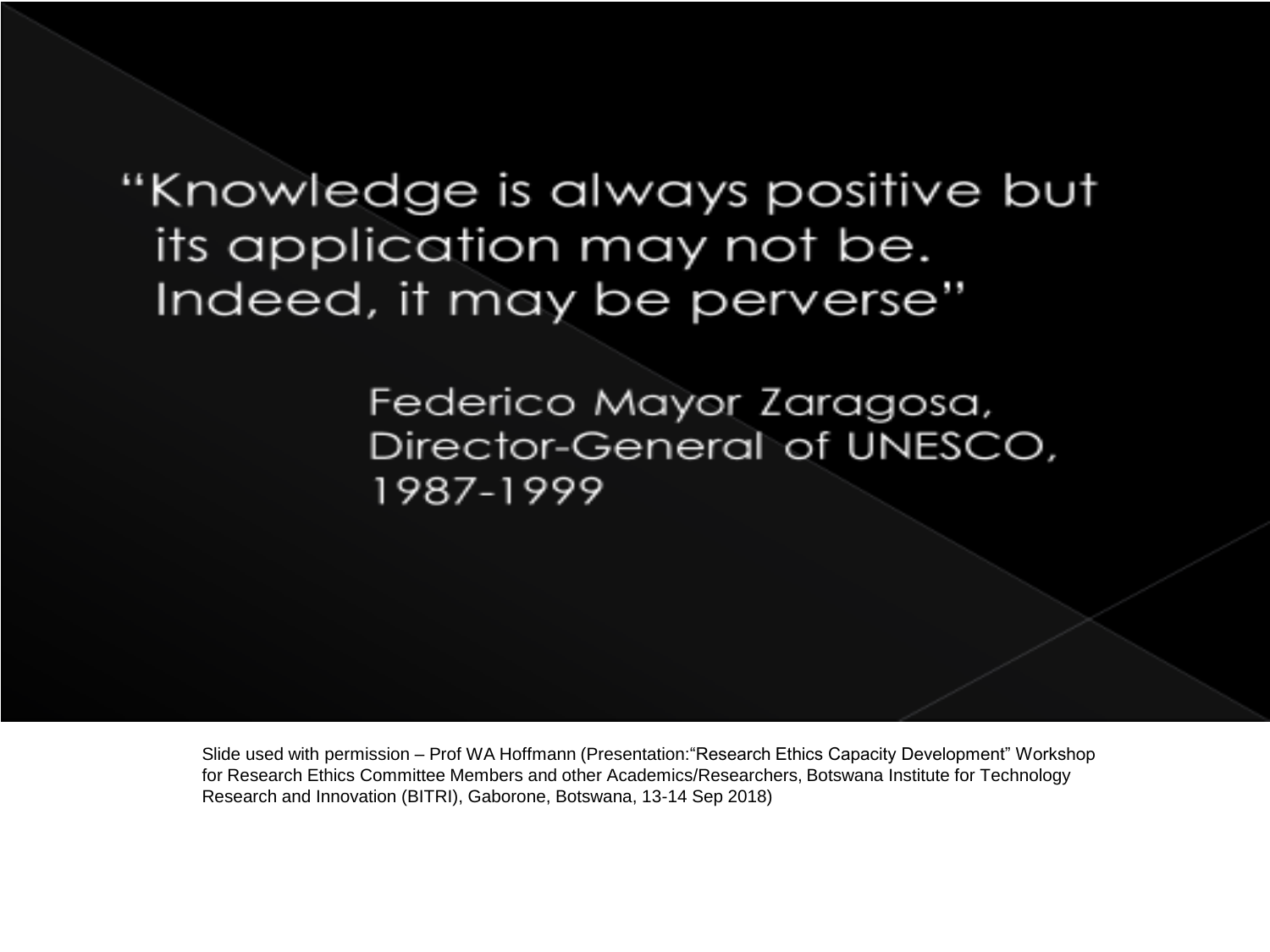"Knowledge is always positive but its application may not be. Indeed, it may be perverse"

Federico Mayor Zaragosa, Director-General of UNESCO, 1987-1999

Slide used with permission – Prof WA Hoffmann (Presentation:"Research Ethics Capacity Development" Workshop for Research Ethics Committee Members and other Academics/Researchers, Botswana Institute for Technology Research and Innovation (BITRI), Gaborone, Botswana, 13-14 Sep 2018)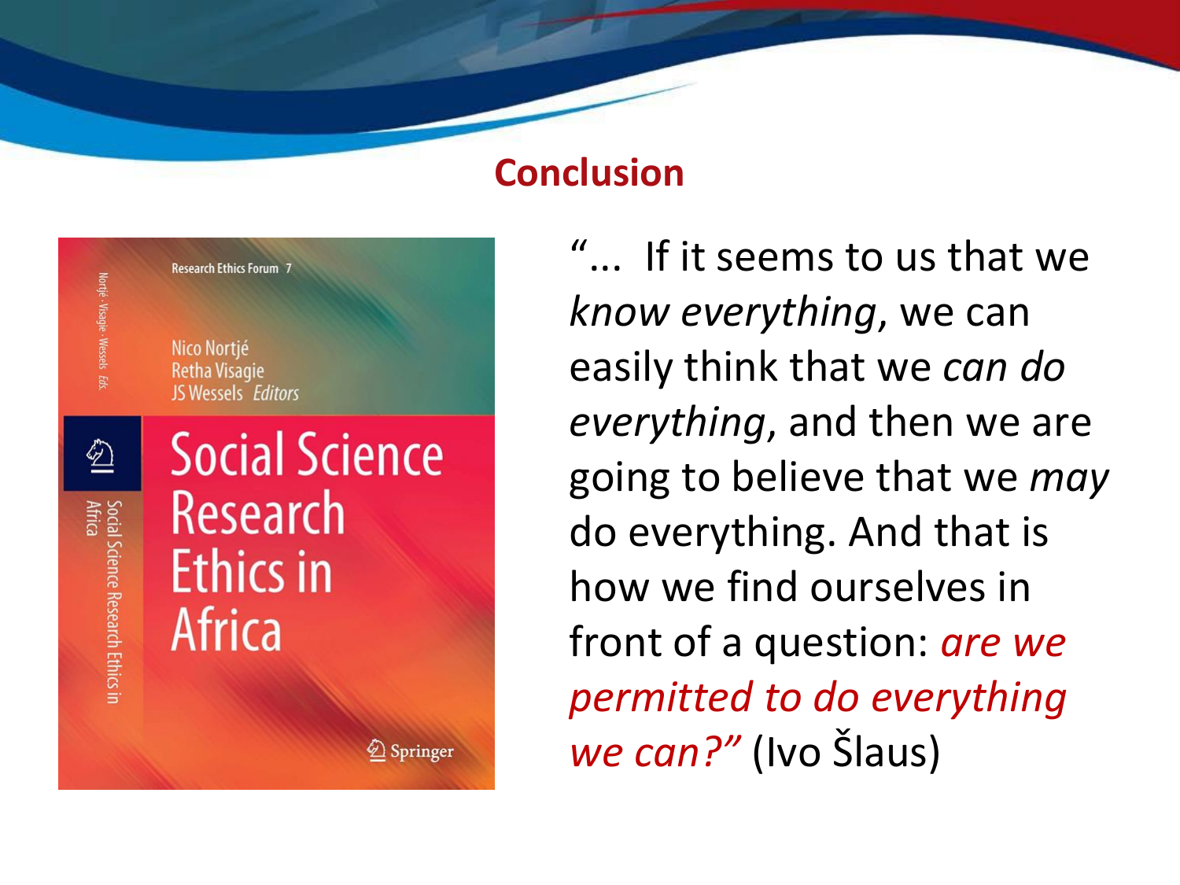## Conclusion

Research Ethics Forum 7

Nico Nortjé
Retha Visagie
JS Wessels *Editors*

Social Science Research Ethics in Africa

Springer

“... If it seems to us that we *know everything*, we can easily think that we *can do everything*, and then we are going to believe that we *may* do everything. And that is how we find ourselves in front of a question: *are we permitted to do everything we can?”* (Ivo Šlaus)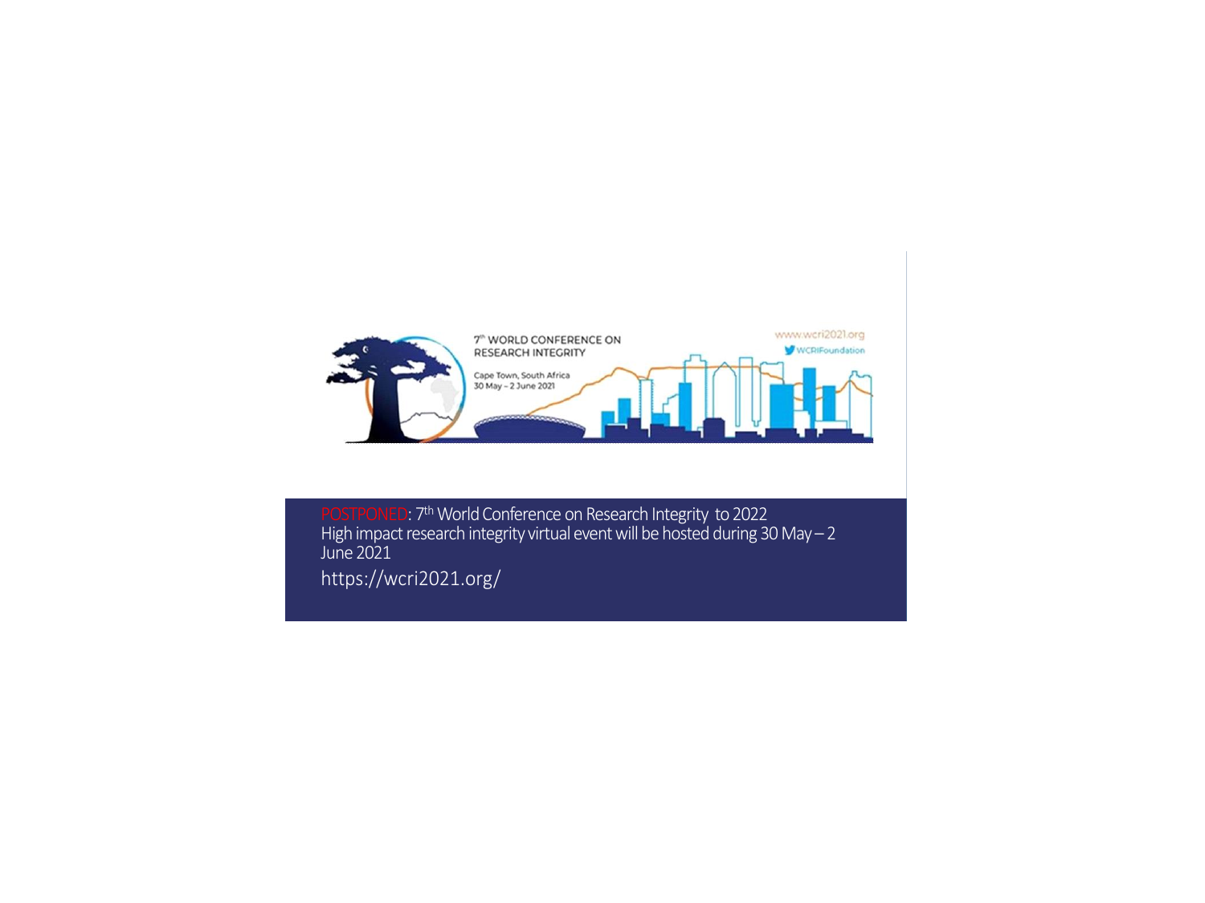7th WORLD CONFERENCE ON RESEARCH INTEGRITY

Cape Town, South Africa
30 May – 2 June 2021

www.wcri2021.org
WCRIFoundation

POSTPONED: 7th World Conference on Research Integrity to 2022
High impact research integrity virtual event will be hosted during 30 May – 2 June 2021

https://wcri2021.org/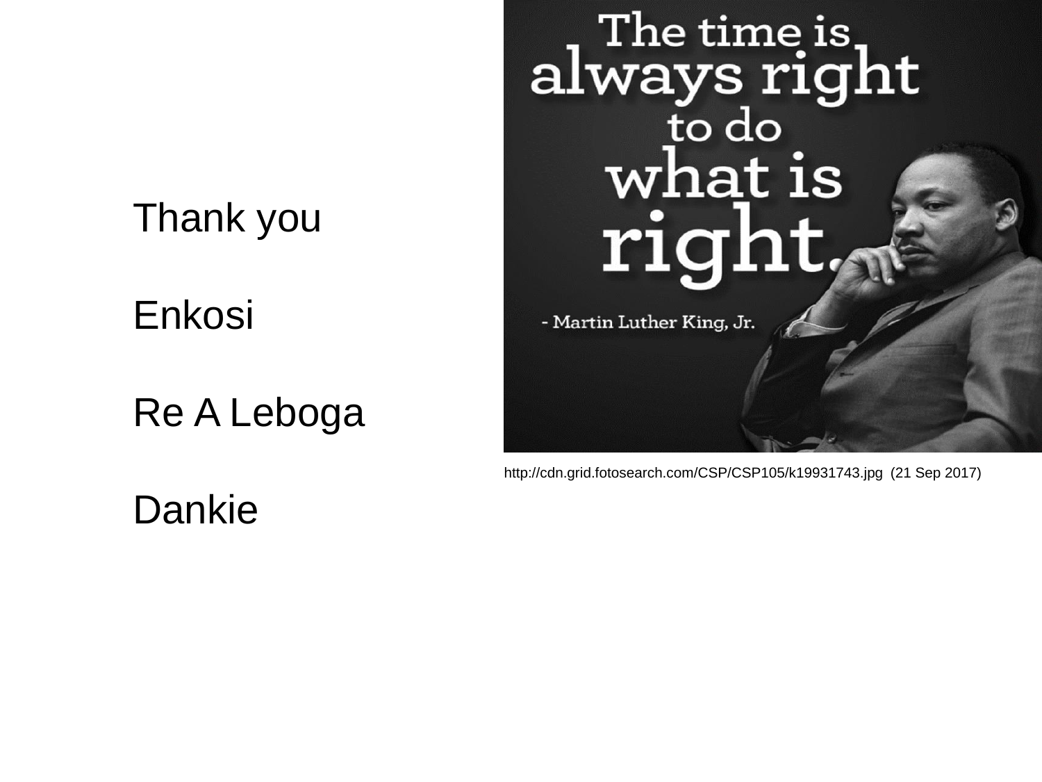Thank you

Enkosi

Re A Leboga

Dankie

The time is always right to do what is right.

- Martin Luther King, Jr.

http://cdn.grid.fotosearch.com/CSP/CSP105/k19931743.jpg (21 Sep 2017)